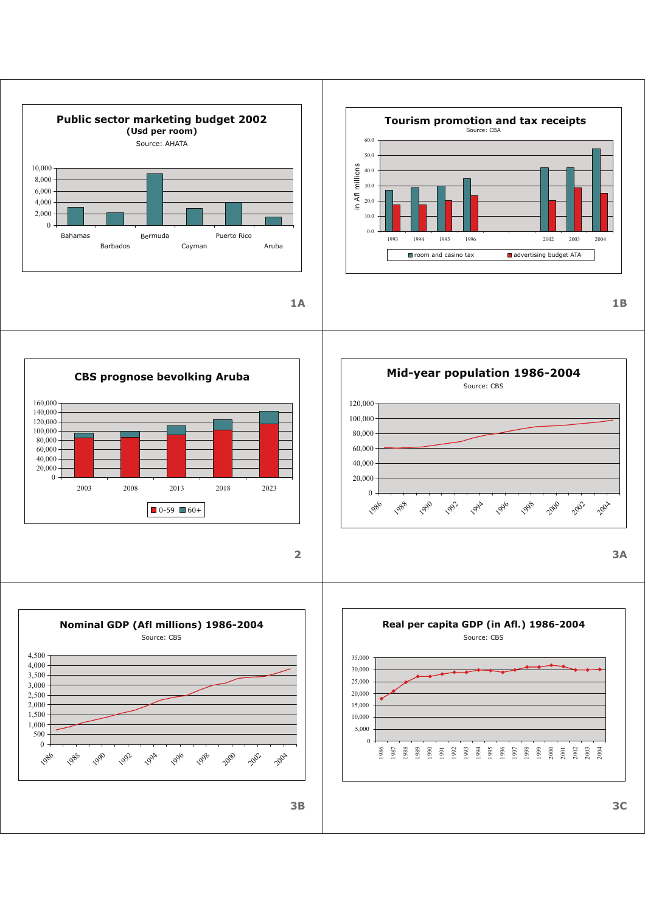**Public sector marketing budget 2002**
**(Usd per room)**
Source: AHATA

10,000
8,000
6,000
4,000
2,000
0

Bahamas, Barbados, Bermuda, Cayman, Puerto Rico, Aruba

1A

**Tourism promotion and tax receipts**
Source: CBA

in Afl millions

60.0
50.0
40.0
30.0
20.0
10.0
0.0

1993, 1994, 1995, 1996, 2002, 2003, 2004

room and casino tax | advertising budget ATA

1B

**CBS prognose bevolking Aruba**

160,000
140,000
120,000
100,000
80,000
60,000
40,000
20,000
0

2003, 2008, 2013, 2018, 2023

0-59 | 60+

2

**Mid-year population 1986-2004**
Source: CBS

120,000
100,000
80,000
60,000
40,000
20,000
0

1986, 1988, 1990, 1992, 1994, 1996, 1998, 2000, 2002, 2004

3A

**Nominal GDP (Afl millions) 1986-2004**
Source: CBS

4,500
4,000
3,500
3,000
2,500
2,000
1,500
1,000
500
0

1986, 1988, 1990, 1992, 1994, 1996, 1998, 2000, 2002, 2004

3B

**Real per capita GDP (in Afl.) 1986-2004**
Source: CBS

35,000
30,000
25,000
20,000
15,000
10,000
5,000
0

1986, 1987, 1988, 1989, 1990, 1991, 1992, 1993, 1994, 1995, 1996, 1997, 1998, 1999, 2000, 2001, 2002, 2003, 2004

3C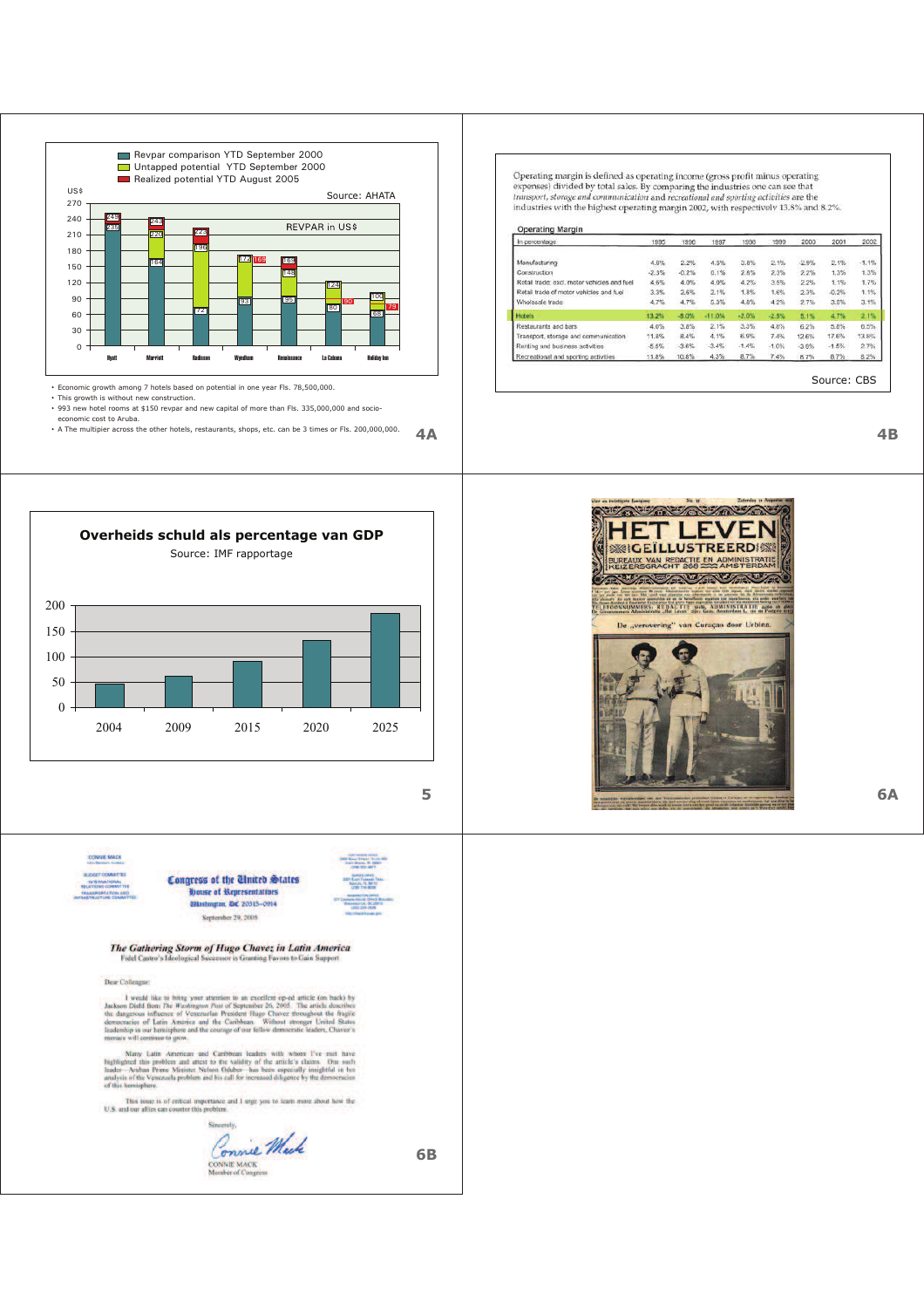Revpar comparison YTD September 2000

Untapped potential YTD September 2000

Realized potential YTD August 2005

US$

Source: AHATA

REVPAR in US$

270
240
210
180
150
120
90
60
30
0

249 236 243 226 223 196 164 172 169 169 148 124 93 95 80 90 72 100 68 79

Hyatt Marriott Radisson Wyndham Renaissance La Cabana Holiday Inn

- Economic growth among 7 hotels based on potential in one year Fls. 78,500,000.
- This growth is without new construction.
- 993 new hotel rooms at $150 revpar and new capital of more than Fls. 335,000,000 and socio-economic cost to Aruba.
- A The multiplier across the other hotels, restaurants, shops, etc. can be 3 times or Fls. 200,000,000.

4A

Operating margin is defined as operating income (gross profit minus operating expenses) divided by total sales. By comparing the industries one can see that *transport, storage and communication* and *recreational and sporting activities* are the industries with the highest operating margin 2002, with respectively 13.8% and 8.2%.

**Operating Margin**

| In percentage | 1995 | 1996 | 1997 | 1998 | 1999 | 2000 | 2001 | 2002 |
|---|---|---|---|---|---|---|---|---|
| Manufacturing | 4.6% | 2.2% | 4.5% | 3.8% | 2.1% | -2.9% | 2.1% | -1.1% |
| Construction | -2.3% | -0.2% | 0.1% | 2.8% | 2.3% | 2.2% | 1.3% | 1.3% |
| Retail trade excl. motor vehicles and fuel | 4.6% | 4.0% | 4.0% | 4.2% | 3.5% | 2.2% | 1.1% | 1.7% |
| Retail trade of motor vehicles and fuel | 3.3% | 2.6% | 2.1% | 1.8% | 1.6% | 2.3% | -0.2% | 1.1% |
| Wholesale trade | 4.7% | 4.7% | 5.3% | 4.8% | 4.2% | 2.7% | 3.5% | 3.1% |
| Hotels | 13.2% | -8.0% | -11.0% | -2.0% | -2.5% | 5.1% | 4.7% | 2.1% |
| Restaurants and bars | 4.6% | 3.8% | 2.1% | 3.3% | 4.6% | 6.2% | 5.8% | 6.5% |
| Transport, storage and communication | 11.8% | 8.4% | 4.1% | 6.9% | 7.4% | 12.6% | 17.6% | 13.8% |
| Renting and business activities | -5.6% | -3.6% | -3.4% | -1.4% | -1.0% | -3.6% | -1.5% | 2.7% |
| Recreational and sporting activities | 11.8% | 10.6% | 4.3% | 8.7% | 7.4% | 8.7% | 8.7% | 8.2% |

Source: CBS

4B

**Overheids schuld als percentage van GDP**

Source: IMF rapportage

200
150
100
50
0

2004 2009 2015 2020 2025

5

HET LEVEN GEÏLLUSTREERD

BUREAUX VAN REDACTIE EN ADMINISTRATIE KEIZERSGRACHT 268 AMSTERDAM

De „verovering" van Curaçao door Urbina.

6A

CONNIE MACK

Congress of the United States
House of Representatives
Washington, DC 20515–0914

September 29, 2005

***The Gathering Storm of Hugo Chavez in Latin America***

Fidel Castro's Ideological Successor is Granting Favors to Gain Support

Dear Colleague:

I would like to bring your attention to an excellent op-ed article (on back) by Jackson Diehl from *The Washington Post* of September 26, 2005. The article describes the dangerous influence of Venezuelan President Hugo Chavez throughout the fragile democracies of Latin America and the Caribbean. Without stronger United States leadership in our hemisphere and the courage of our fellow democratic leaders, Chavez's menace will continue to grow.

Many Latin American and Caribbean leaders with whom I've met have highlighted this problem and attest to the validity of the article's claims. One such leader – Aruban Prime Minister Nelson Oduber – has been especially insightful in his analysis of the Venezuela problem and his call for increased diligence by the democracies of this hemisphere.

This issue is of critical importance and I urge you to learn more about how the U.S. and our allies can counter this problem.

Sincerely,

Connie Mack

CONNIE MACK
Member of Congress

6B